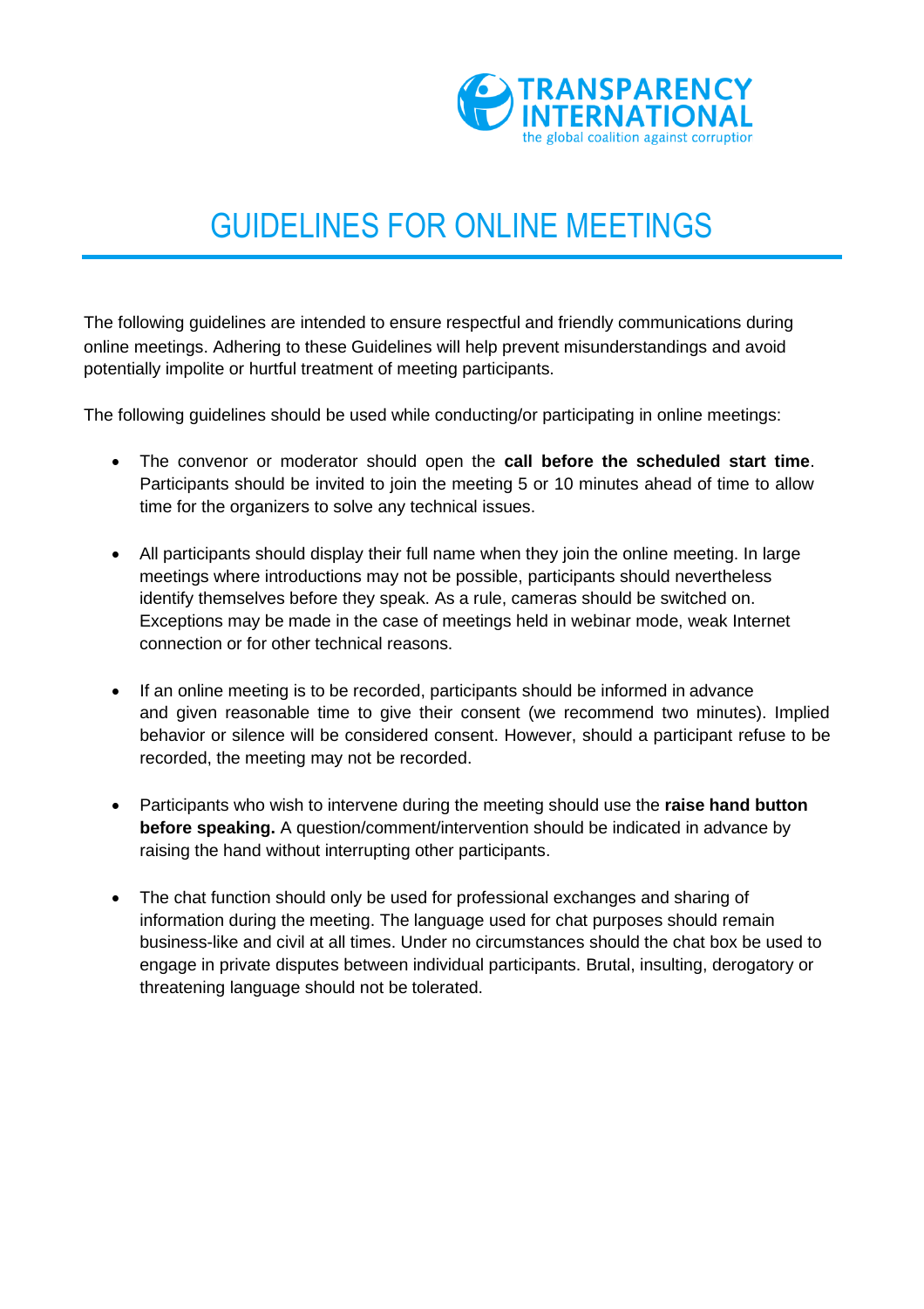TRANSPARENCY INTERNATIONAL
the global coalition against corruption

# GUIDELINES FOR ONLINE MEETINGS

The following guidelines are intended to ensure respectful and friendly communications during online meetings. Adhering to these Guidelines will help prevent misunderstandings and avoid potentially impolite or hurtful treatment of meeting participants.

The following guidelines should be used while conducting/or participating in online meetings:

- The convenor or moderator should open the **call before the scheduled start time**. Participants should be invited to join the meeting 5 or 10 minutes ahead of time to allow time for the organizers to solve any technical issues.

- All participants should display their full name when they join the online meeting. In large meetings where introductions may not be possible, participants should nevertheless identify themselves before they speak. As a rule, cameras should be switched on. Exceptions may be made in the case of meetings held in webinar mode, weak Internet connection or for other technical reasons.

- If an online meeting is to be recorded, participants should be informed in advance and given reasonable time to give their consent (we recommend two minutes). Implied behavior or silence will be considered consent. However, should a participant refuse to be recorded, the meeting may not be recorded.

- Participants who wish to intervene during the meeting should use the **raise hand button before speaking.** A question/comment/intervention should be indicated in advance by raising the hand without interrupting other participants.

- The chat function should only be used for professional exchanges and sharing of information during the meeting. The language used for chat purposes should remain business-like and civil at all times. Under no circumstances should the chat box be used to engage in private disputes between individual participants. Brutal, insulting, derogatory or threatening language should not be tolerated.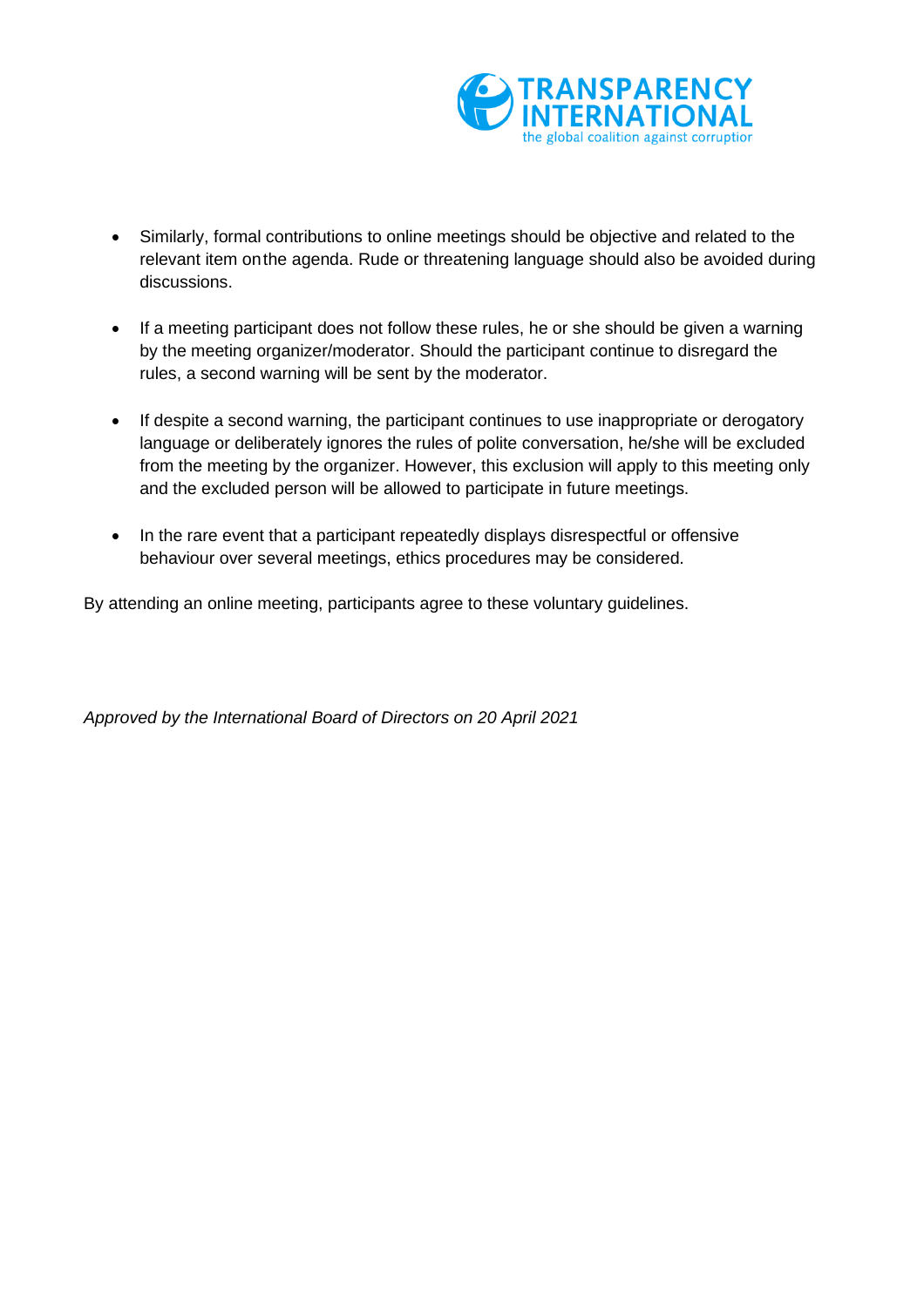- Similarly, formal contributions to online meetings should be objective and related to the relevant item on the agenda. Rude or threatening language should also be avoided during discussions.

- If a meeting participant does not follow these rules, he or she should be given a warning by the meeting organizer/moderator. Should the participant continue to disregard the rules, a second warning will be sent by the moderator.

- If despite a second warning, the participant continues to use inappropriate or derogatory language or deliberately ignores the rules of polite conversation, he/she will be excluded from the meeting by the organizer. However, this exclusion will apply to this meeting only and the excluded person will be allowed to participate in future meetings.

- In the rare event that a participant repeatedly displays disrespectful or offensive behaviour over several meetings, ethics procedures may be considered.

By attending an online meeting, participants agree to these voluntary guidelines.

*Approved by the International Board of Directors on 20 April 2021*